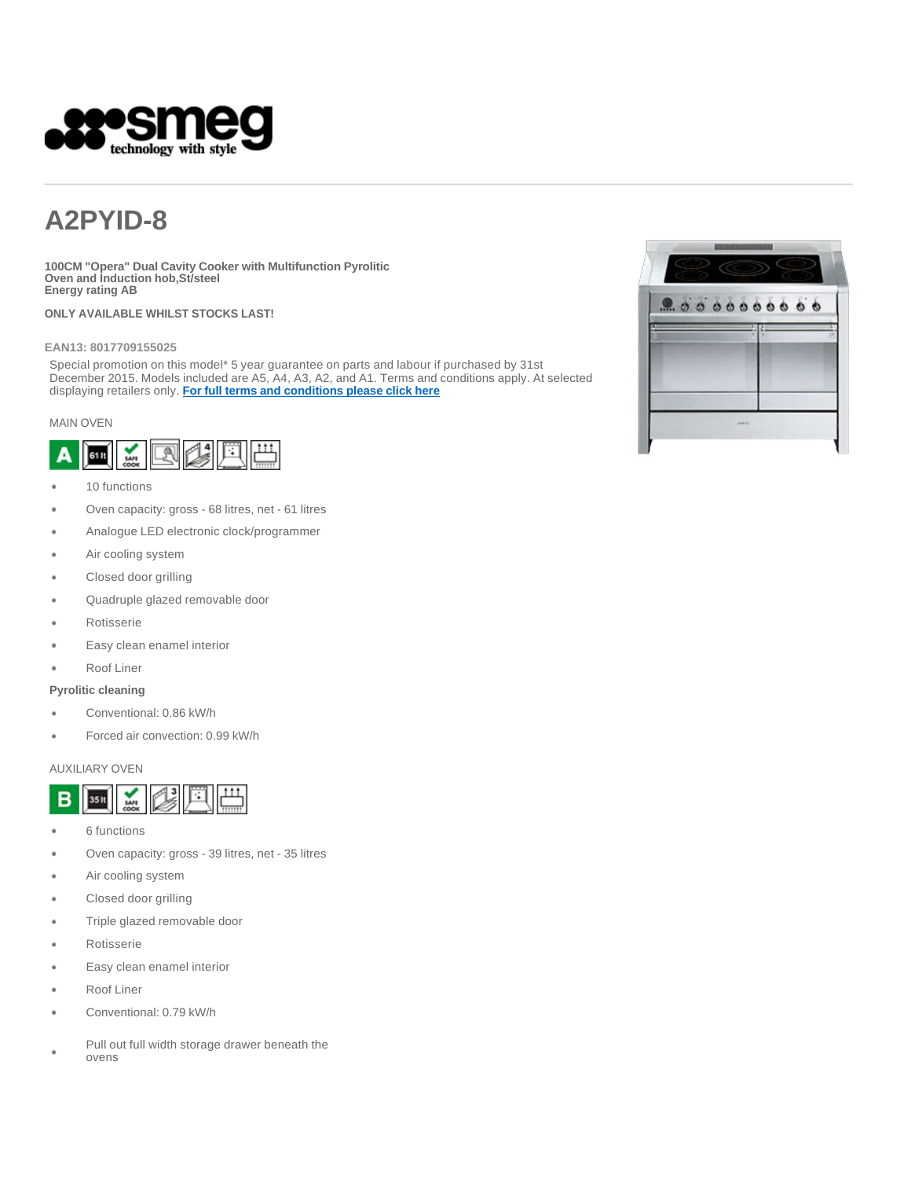# A2PYID-8

**100CM "Opera" Dual Cavity Cooker with Multifunction Pyrolitic Oven and Induction hob,St/steel**
**Energy rating AB**

**ONLY AVAILABLE WHILST STOCKS LAST!**

**EAN13: 8017709155025**

Special promotion on this model* 5 year guarantee on parts and labour if purchased by 31st December 2015. Models included are A5, A4, A3, A2, and A1. Terms and conditions apply. At selected displaying retailers only. **For full terms and conditions please click here**

MAIN OVEN

- 10 functions
- Oven capacity: gross - 68 litres, net - 61 litres
- Analogue LED electronic clock/programmer
- Air cooling system
- Closed door grilling
- Quadruple glazed removable door
- Rotisserie
- Easy clean enamel interior
- Roof Liner

**Pyrolitic cleaning**

- Conventional: 0.86 kW/h
- Forced air convection: 0.99 kW/h

AUXILIARY OVEN

- 6 functions
- Oven capacity: gross - 39 litres, net - 35 litres
- Air cooling system
- Closed door grilling
- Triple glazed removable door
- Rotisserie
- Easy clean enamel interior
- Roof Liner
- Conventional: 0.79 kW/h
- Pull out full width storage drawer beneath the ovens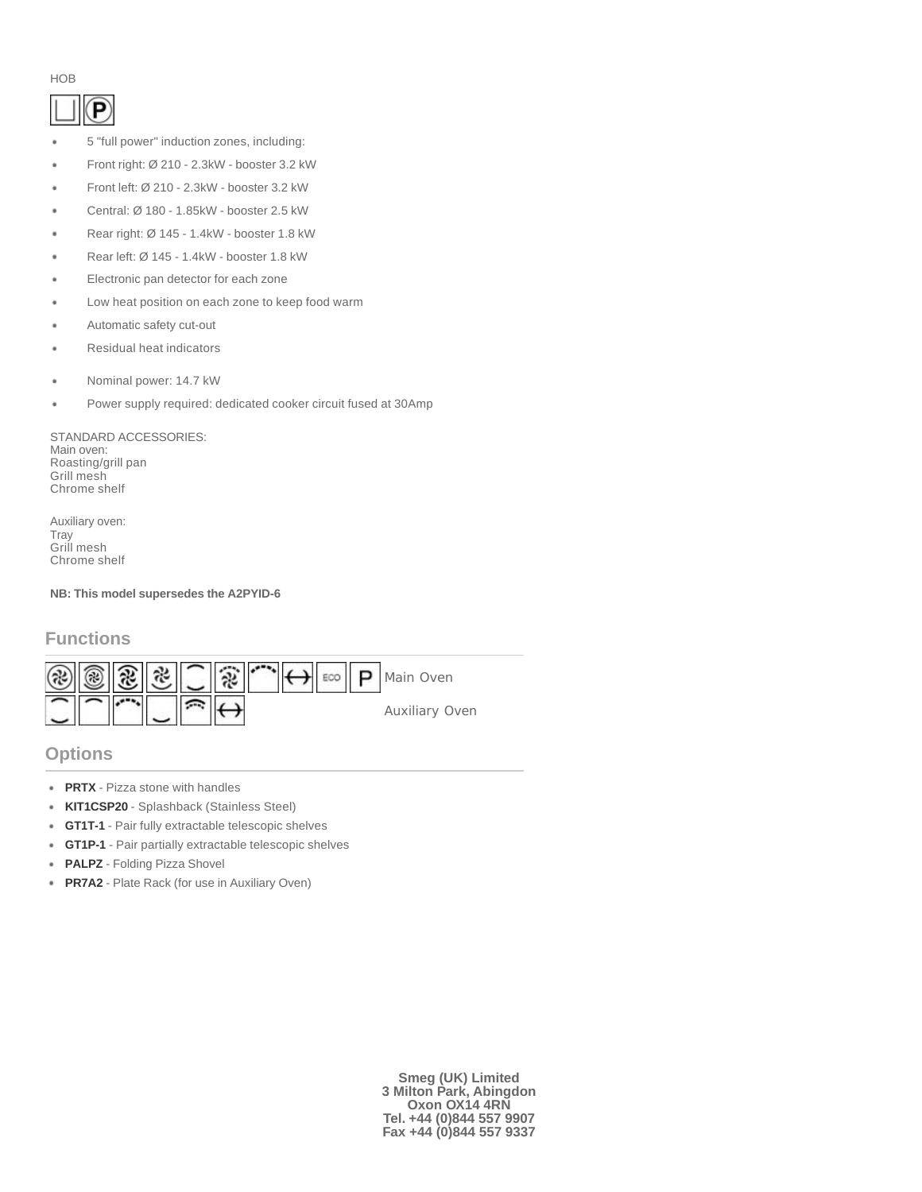HOB

- 5 "full power" induction zones, including:
- Front right: Ø 210 - 2.3kW - booster 3.2 kW
- Front left: Ø 210 - 2.3kW - booster 3.2 kW
- Central: Ø 180 - 1.85kW - booster 2.5 kW
- Rear right: Ø 145 - 1.4kW - booster 1.8 kW
- Rear left: Ø 145 - 1.4kW - booster 1.8 kW
- Electronic pan detector for each zone
- Low heat position on each zone to keep food warm
- Automatic safety cut-out
- Residual heat indicators
- Nominal power: 14.7 kW
- Power supply required: dedicated cooker circuit fused at 30Amp

STANDARD ACCESSORIES:
Main oven:
Roasting/grill pan
Grill mesh
Chrome shelf

Auxiliary oven:
Tray
Grill mesh
Chrome shelf

**NB: This model supersedes the A2PYID-6**

## Functions

Main Oven

Auxiliary Oven

## Options

- **PRTX** - Pizza stone with handles
- **KIT1CSP20** - Splashback (Stainless Steel)
- **GT1T-1** - Pair fully extractable telescopic shelves
- **GT1P-1** - Pair partially extractable telescopic shelves
- **PALPZ** - Folding Pizza Shovel
- **PR7A2** - Plate Rack (for use in Auxiliary Oven)

**Smeg (UK) Limited**
**3 Milton Park, Abingdon**
**Oxon OX14 4RN**
**Tel. +44 (0)844 557 9907**
**Fax +44 (0)844 557 9337**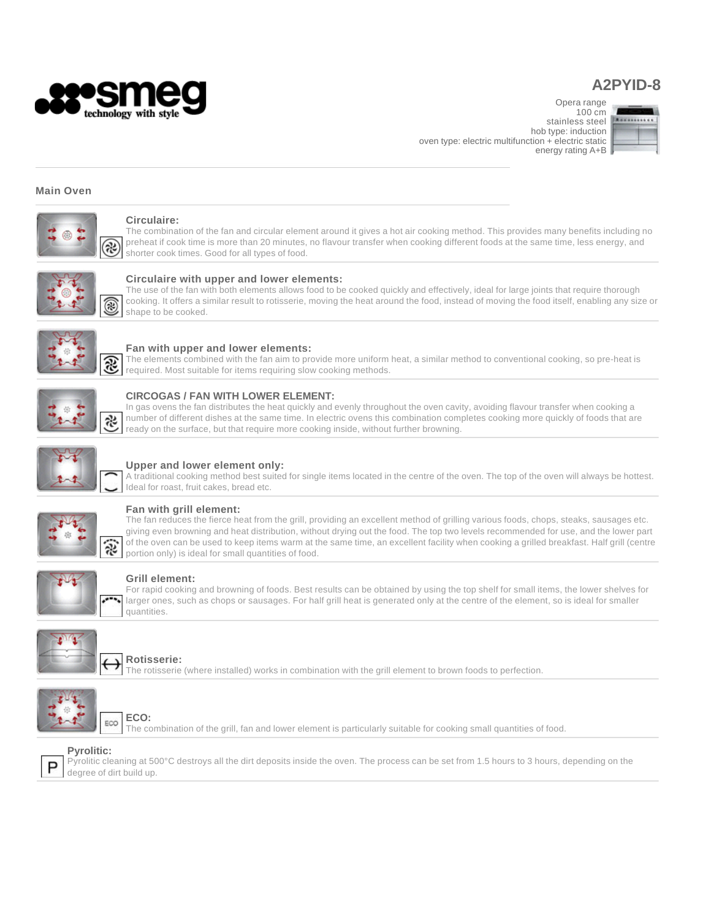# A2PYID-8

Opera range
100 cm
stainless steel
hob type: induction
oven type: electric multifunction + electric static
energy rating A+B

## Main Oven

### Circulaire:

The combination of the fan and circular element around it gives a hot air cooking method. This provides many benefits including no preheat if cook time is more than 20 minutes, no flavour transfer when cooking different foods at the same time, less energy, and shorter cook times. Good for all types of food.

### Circulaire with upper and lower elements:

The use of the fan with both elements allows food to be cooked quickly and effectively, ideal for large joints that require thorough cooking. It offers a similar result to rotisserie, moving the heat around the food, instead of moving the food itself, enabling any size or shape to be cooked.

### Fan with upper and lower elements:

The elements combined with the fan aim to provide more uniform heat, a similar method to conventional cooking, so pre-heat is required. Most suitable for items requiring slow cooking methods.

### CIRCOGAS / FAN WITH LOWER ELEMENT:

In gas ovens the fan distributes the heat quickly and evenly throughout the oven cavity, avoiding flavour transfer when cooking a number of different dishes at the same time. In electric ovens this combination completes cooking more quickly of foods that are ready on the surface, but that require more cooking inside, without further browning.

### Upper and lower element only:

A traditional cooking method best suited for single items located in the centre of the oven. The top of the oven will always be hottest. Ideal for roast, fruit cakes, bread etc.

### Fan with grill element:

The fan reduces the fierce heat from the grill, providing an excellent method of grilling various foods, chops, steaks, sausages etc. giving even browning and heat distribution, without drying out the food. The top two levels recommended for use, and the lower part of the oven can be used to keep items warm at the same time, an excellent facility when cooking a grilled breakfast. Half grill (centre portion only) is ideal for small quantities of food.

### Grill element:

For rapid cooking and browning of foods. Best results can be obtained by using the top shelf for small items, the lower shelves for larger ones, such as chops or sausages. For half grill heat is generated only at the centre of the element, so is ideal for smaller quantities.

### Rotisserie:

The rotisserie (where installed) works in combination with the grill element to brown foods to perfection.

### ECO:

The combination of the grill, fan and lower element is particularly suitable for cooking small quantities of food.

### Pyrolitic:

Pyrolitic cleaning at 500°C destroys all the dirt deposits inside the oven. The process can be set from 1.5 hours to 3 hours, depending on the degree of dirt build up.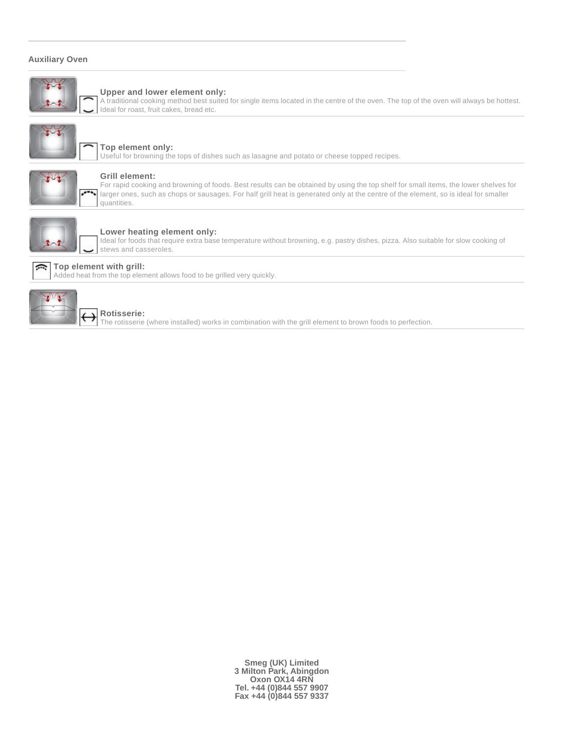## Auxiliary Oven

**Upper and lower element only:**
A traditional cooking method best suited for single items located in the centre of the oven. The top of the oven will always be hottest. Ideal for roast, fruit cakes, bread etc.

**Top element only:**
Useful for browning the tops of dishes such as lasagne and potato or cheese topped recipes.

**Grill element:**
For rapid cooking and browning of foods. Best results can be obtained by using the top shelf for small items, the lower shelves for larger ones, such as chops or sausages. For half grill heat is generated only at the centre of the element, so is ideal for smaller quantities.

**Lower heating element only:**
Ideal for foods that require extra base temperature without browning, e.g. pastry dishes, pizza. Also suitable for slow cooking of stews and casseroles.

**Top element with grill:**
Added heat from the top element allows food to be grilled very quickly.

**Rotisserie:**
The rotisserie (where installed) works in combination with the grill element to brown foods to perfection.

**Smeg (UK) Limited**
**3 Milton Park, Abingdon**
**Oxon OX14 4RN**
**Tel. +44 (0)844 557 9907**
**Fax +44 (0)844 557 9337**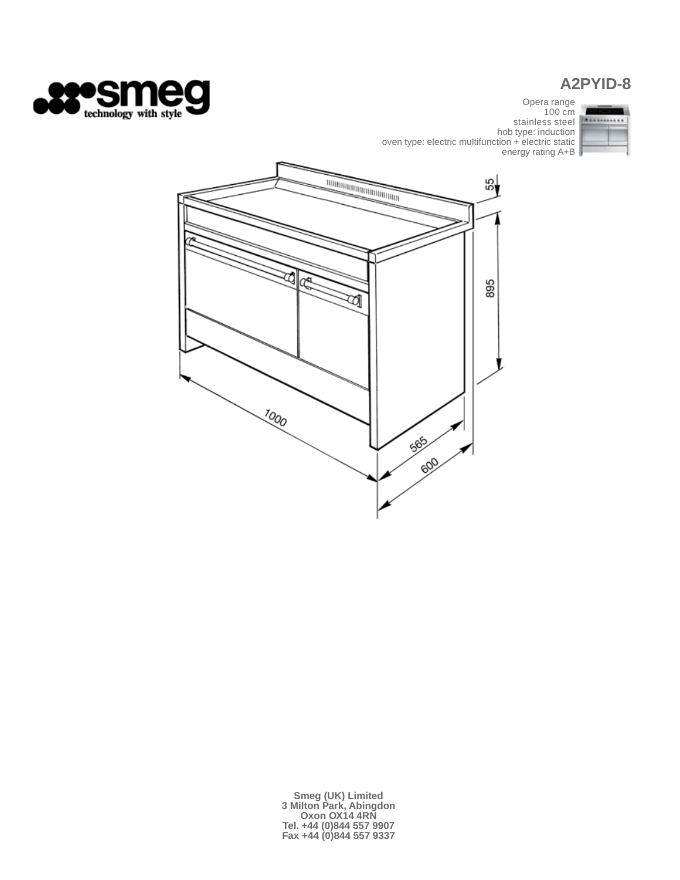smeg
technology with style

# A2PYID-8

Opera range
100 cm
stainless steel
hob type: induction
oven type: electric multifunction + electric static
energy rating A+B

55

895

1000

565

600

**Smeg (UK) Limited**
**3 Milton Park, Abingdon**
**Oxon OX14 4RN**
**Tel. +44 (0)844 557 9907**
**Fax +44 (0)844 557 9337**